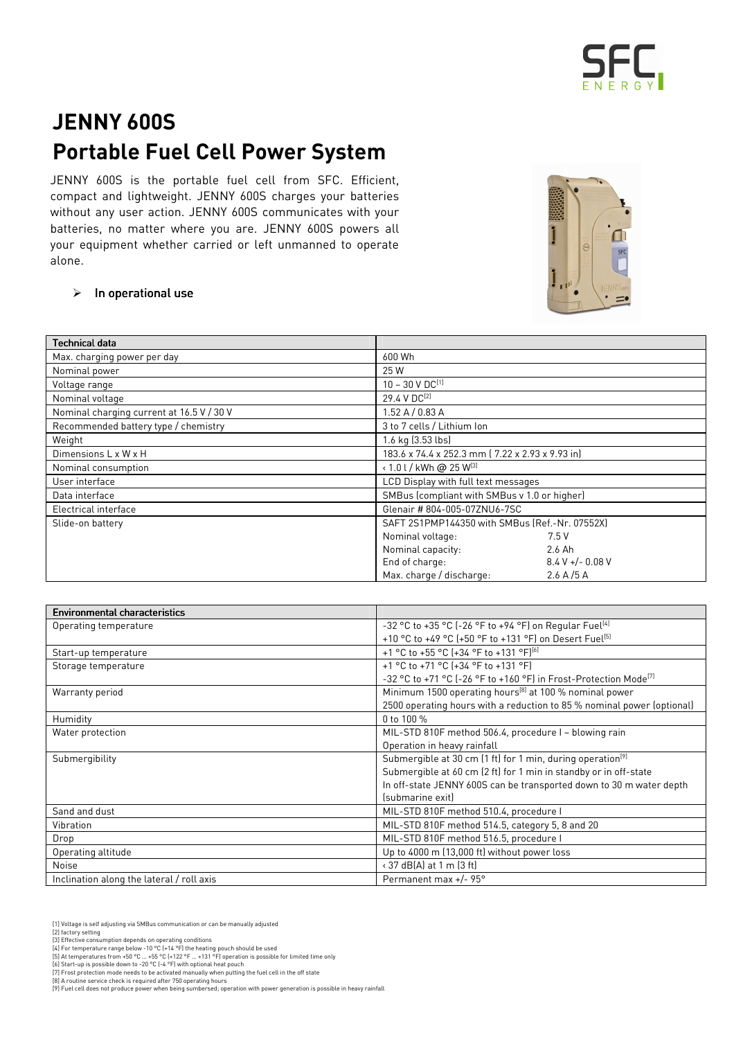# JENNY 600S

# Portable Fuel Cell Power System

JENNY 600S is the portable fuel cell from SFC. Efficient, compact and lightweight. JENNY 600S charges your batteries without any user action. JENNY 600S communicates with your batteries, no matter where you are. JENNY 600S powers all your equipment whether carried or left unmanned to operate alone.

- In operational use

| Technical data | | |
|---|---|---|
| Max. charging power per day | 600 Wh | |
| Nominal power | 25 W | |
| Voltage range | 10 – 30 V DC[1] | |
| Nominal voltage | 29.4 V DC[2] | |
| Nominal charging current at 16.5 V / 30 V | 1.52 A / 0.83 A | |
| Recommended battery type / chemistry | 3 to 7 cells / Lithium Ion | |
| Weight | 1.6 kg (3.53 lbs) | |
| Dimensions L x W x H | 183.6 x 74.4 x 252.3 mm ( 7.22 x 2.93 x 9.93 in) | |
| Nominal consumption | ‹ 1.0 l / kWh @ 25 W[3] | |
| User interface | LCD Display with full text messages | |
| Data interface | SMBus (compliant with SMBus v 1.0 or higher) | |
| Electrical interface | Glenair # 804-005-07ZNU6-7SC | |
| Slide-on battery | SAFT 2S1PMP144350 with SMBus (Ref.-Nr. 07552X) | |
| | Nominal voltage: | 7.5 V |
| | Nominal capacity: | 2.6 Ah |
| | End of charge: | 8.4 V +/- 0.08 V |
| | Max. charge / discharge: | 2.6 A /5 A |

| Environmental characteristics | |
|---|---|
| Operating temperature | -32 °C to +35 °C (-26 °F to +94 °F) on Regular Fuel[4]<br>+10 °C to +49 °C (+50 °F to +131 °F) on Desert Fuel[5] |
| Start-up temperature | +1 °C to +55 °C (+34 °F to +131 °F)[6] |
| Storage temperature | +1 °C to +71 °C (+34 °F to +131 °F)<br>-32 °C to +71 °C (-26 °F to +160 °F) in Frost-Protection Mode[7] |
| Warranty period | Minimum 1500 operating hours[8] at 100 % nominal power<br>2500 operating hours with a reduction to 85 % nominal power (optional) |
| Humidity | 0 to 100 % |
| Water protection | MIL-STD 810F method 506.4, procedure I – blowing rain<br>Operation in heavy rainfall |
| Submergibility | Submergible at 30 cm (1 ft) for 1 min, during operation[9]<br>Submergible at 60 cm (2 ft) for 1 min in standby or in off-state<br>In off-state JENNY 600S can be transported down to 30 m water depth (submarine exit) |
| Sand and dust | MIL-STD 810F method 510.4, procedure I |
| Vibration | MIL-STD 810F method 514.5, category 5, 8 and 20 |
| Drop | MIL-STD 810F method 516.5, procedure I |
| Operating altitude | Up to 4000 m (13,000 ft) without power loss |
| Noise | ‹ 37 dB(A) at 1 m (3 ft) |
| Inclination along the lateral / roll axis | Permanent max +/- 95° |

[1] Voltage is self adjusting via SMBus communication or can be manually adjusted
[2] factory setting
[3] Effective consumption depends on operating conditions
[4] For temperature range below -10 °C (+14 °F) the heating pouch should be used
[5] At temperatures from +50 °C ... +55 °C (+122 °F ... +131 °F) operation is possible for limited time only
[6] Start-up is possible down to -20 °C (-4 °F) with optional heat pouch
[7] Frost protection mode needs to be activated manually when putting the fuel cell in the off state
[8] A routine service check is required after 750 operating hours
[9] Fuel cell does not produce power when being sumbersed; operation with power generation is possible in heavy rainfall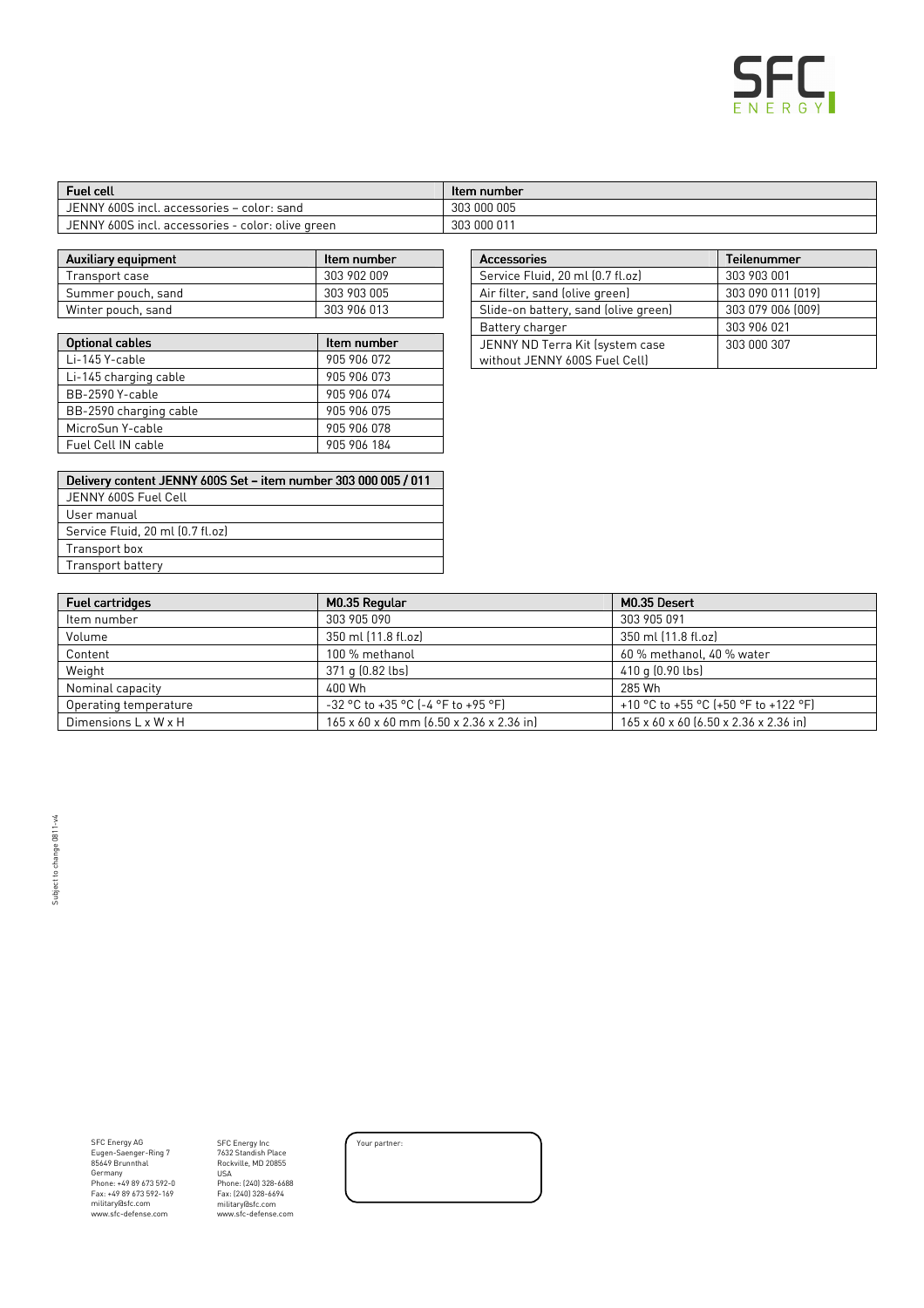| Fuel cell | Item number |
| --- | --- |
| JENNY 600S incl. accessories – color: sand | 303 000 005 |
| JENNY 600S incl. accessories - color: olive green | 303 000 011 |

| Auxiliary equipment | Item number |
| --- | --- |
| Transport case | 303 902 009 |
| Summer pouch, sand | 303 903 005 |
| Winter pouch, sand | 303 906 013 |

| Optional cables | Item number |
| --- | --- |
| Li-145 Y-cable | 905 906 072 |
| Li-145 charging cable | 905 906 073 |
| BB-2590 Y-cable | 905 906 074 |
| BB-2590 charging cable | 905 906 075 |
| MicroSun Y-cable | 905 906 078 |
| Fuel Cell IN cable | 905 906 184 |

| Accessories | Teilenummer |
| --- | --- |
| Service Fluid, 20 ml (0.7 fl.oz) | 303 903 001 |
| Air filter, sand (olive green) | 303 090 011 (019) |
| Slide-on battery, sand (olive green) | 303 079 006 (009) |
| Battery charger | 303 906 021 |
| JENNY ND Terra Kit (system case without JENNY 600S Fuel Cell) | 303 000 307 |

| Delivery content JENNY 600S Set – item number 303 000 005 / 011 |
| --- |
| JENNY 600S Fuel Cell |
| User manual |
| Service Fluid, 20 ml (0.7 fl.oz) |
| Transport box |
| Transport battery |

| Fuel cartridges | M0.35 Regular | M0.35 Desert |
| --- | --- | --- |
| Item number | 303 905 090 | 303 905 091 |
| Volume | 350 ml (11.8 fl.oz) | 350 ml (11.8 fl.oz) |
| Content | 100 % methanol | 60 % methanol, 40 % water |
| Weight | 371 g (0.82 lbs) | 410 g (0.90 lbs) |
| Nominal capacity | 400 Wh | 285 Wh |
| Operating temperature | -32 °C to +35 °C (-4 °F to +95 °F) | +10 °C to +55 °C (+50 °F to +122 °F) |
| Dimensions L x W x H | 165 x 60 x 60 mm (6.50 x 2.36 x 2.36 in) | 165 x 60 x 60 (6.50 x 2.36 x 2.36 in) |

Subject to change 0811-v4

SFC Energy AG
Eugen-Saenger-Ring 7
85649 Brunnthal
Germany
Phone: +49 89 673 592-0
Fax: +49 89 673 592-169
military@sfc.com
www.sfc-defense.com

SFC Energy Inc
7632 Standish Place
Rockville, MD 20855
USA
Phone: (240) 328-6688
Fax: (240) 328-6694
military@sfc.com
www.sfc-defense.com

Your partner: